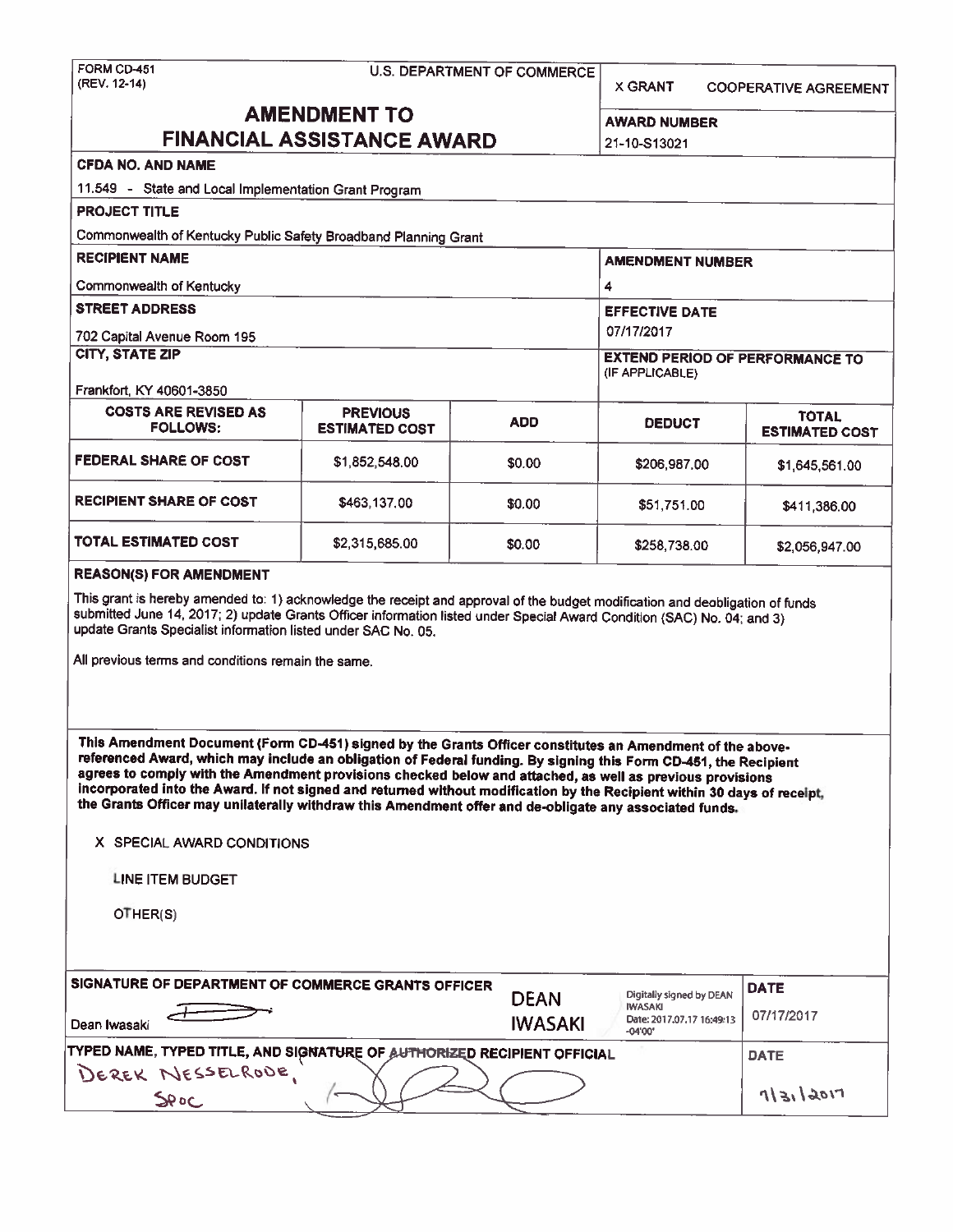FORM CD-451
(REV. 12-14)

U.S. DEPARTMENT OF COMMERCE

X GRANT　　COOPERATIVE AGREEMENT

# AMENDMENT TO FINANCIAL ASSISTANCE AWARD

**AWARD NUMBER**
21-10-S13021

**CFDA NO. AND NAME**
11.549 - State and Local Implementation Grant Program

**PROJECT TITLE**
Commonwealth of Kentucky Public Safety Broadband Planning Grant

**RECIPIENT NAME**
Commonwealth of Kentucky

**AMENDMENT NUMBER**
4

**STREET ADDRESS**
702 Capital Avenue Room 195

**EFFECTIVE DATE**
07/17/2017

**CITY, STATE ZIP**
Frankfort, KY 40601-3850

**EXTEND PERIOD OF PERFORMANCE TO (IF APPLICABLE)**

| COSTS ARE REVISED AS FOLLOWS: | PREVIOUS ESTIMATED COST | ADD | DEDUCT | TOTAL ESTIMATED COST |
|---|---|---|---|---|
| FEDERAL SHARE OF COST | $1,852,548.00 | $0.00 | $206,987.00 | $1,645,561.00 |
| RECIPIENT SHARE OF COST | $463,137.00 | $0.00 | $51,751.00 | $411,386.00 |
| TOTAL ESTIMATED COST | $2,315,685.00 | $0.00 | $258,738.00 | $2,056,947.00 |

**REASON(S) FOR AMENDMENT**

This grant is hereby amended to: 1) acknowledge the receipt and approval of the budget modification and deobligation of funds submitted June 14, 2017; 2) update Grants Officer information listed under Special Award Condition (SAC) No. 04; and 3) update Grants Specialist information listed under SAC No. 05.

All previous terms and conditions remain the same.

**This Amendment Document (Form CD-451) signed by the Grants Officer constitutes an Amendment of the above-referenced Award, which may include an obligation of Federal funding. By signing this Form CD-451, the Recipient agrees to comply with the Amendment provisions checked below and attached, as well as previous provisions incorporated into the Award. If not signed and returned without modification by the Recipient within 30 days of receipt, the Grants Officer may unilaterally withdraw this Amendment offer and de-obligate any associated funds.**

X SPECIAL AWARD CONDITIONS

LINE ITEM BUDGET

OTHER(S)

**SIGNATURE OF DEPARTMENT OF COMMERCE GRANTS OFFICER**
Dean Iwasaki
DEAN IWASAKI — Digitally signed by DEAN IWASAKI Date: 2017.07.17 16:49:13 -04'00'

**DATE**
07/17/2017

**TYPED NAME, TYPED TITLE, AND SIGNATURE OF AUTHORIZED RECIPIENT OFFICIAL**
DEREK NESSELRODE, SPOC

**DATE**
7/31/2017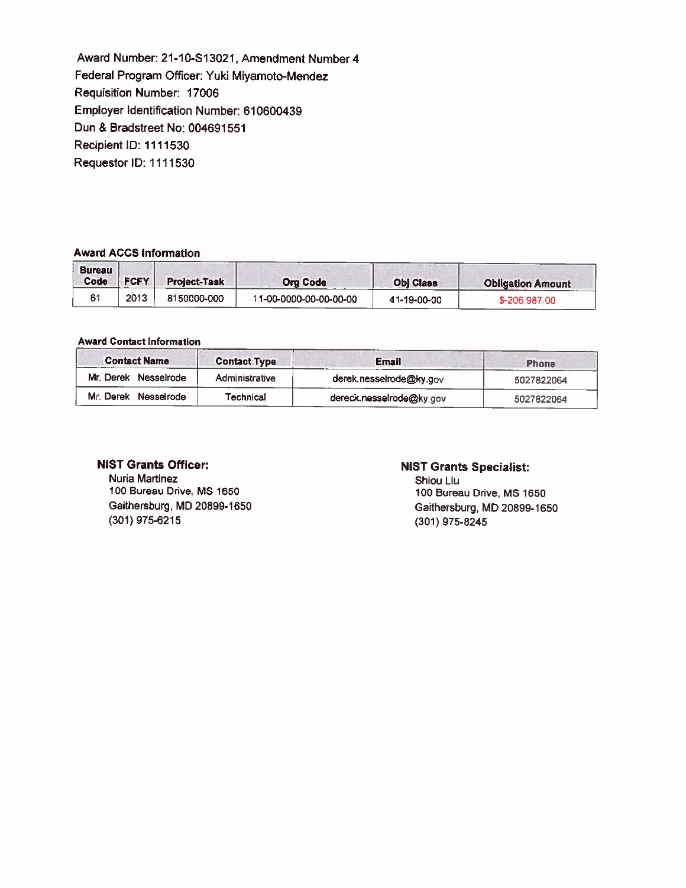Award Number: 21-10-S13021, Amendment Number 4
Federal Program Officer: Yuki Miyamoto-Mendez
Requisition Number: 17006
Employer Identification Number: 610600439
Dun & Bradstreet No: 004691551
Recipient ID: 1111530
Requestor ID: 1111530

**Award ACCS Information**

| Bureau Code | FCFY | Project-Task | Org Code | Obj Class | Obligation Amount |
|---|---|---|---|---|---|
| 61 | 2013 | 8150000-000 | 11-00-0000-00-00-00-00 | 41-19-00-00 | $-206,987.00 |

**Award Contact Information**

| Contact Name | Contact Type | Email | Phone |
|---|---|---|---|
| Mr. Derek Nesselrode | Administrative | derek.nesselrode@ky.gov | 5027822064 |
| Mr. Derek Nesselrode | Technical | dereck.nesselrode@ky.gov | 5027822064 |

**NIST Grants Officer:**
Nuria Martinez
100 Bureau Drive, MS 1650
Gaithersburg, MD 20899-1650
(301) 975-6215

**NIST Grants Specialist:**
Shiou Liu
100 Bureau Drive, MS 1650
Gaithersburg, MD 20899-1650
(301) 975-8245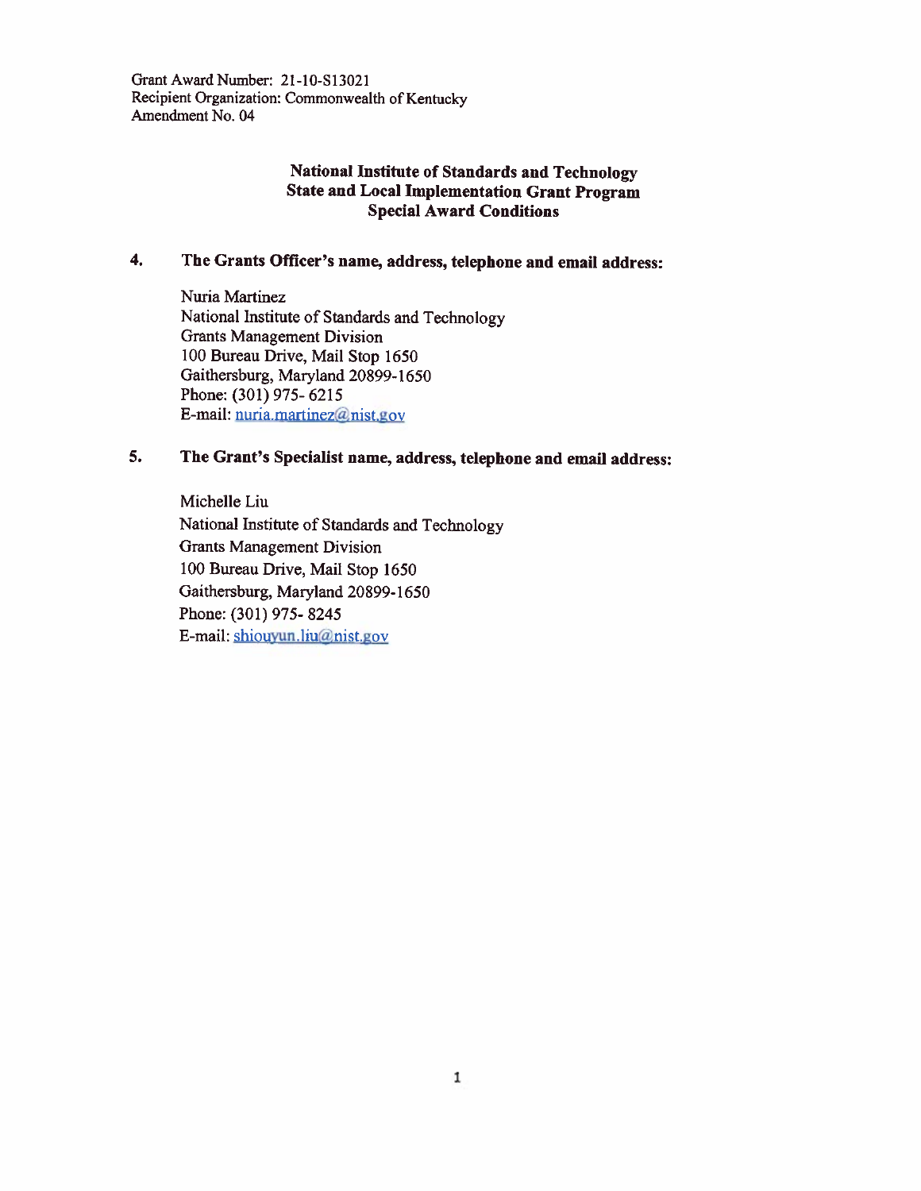Grant Award Number: 21-10-S13021
Recipient Organization: Commonwealth of Kentucky
Amendment No. 04

**National Institute of Standards and Technology**
**State and Local Implementation Grant Program**
**Special Award Conditions**

**4. The Grants Officer's name, address, telephone and email address:**

Nuria Martinez
National Institute of Standards and Technology
Grants Management Division
100 Bureau Drive, Mail Stop 1650
Gaithersburg, Maryland 20899-1650
Phone: (301) 975- 6215
E-mail: nuria.martinez@nist.gov

**5. The Grant's Specialist name, address, telephone and email address:**

Michelle Liu
National Institute of Standards and Technology
Grants Management Division
100 Bureau Drive, Mail Stop 1650
Gaithersburg, Maryland 20899-1650
Phone: (301) 975- 8245
E-mail: shiouyun.liu@nist.gov